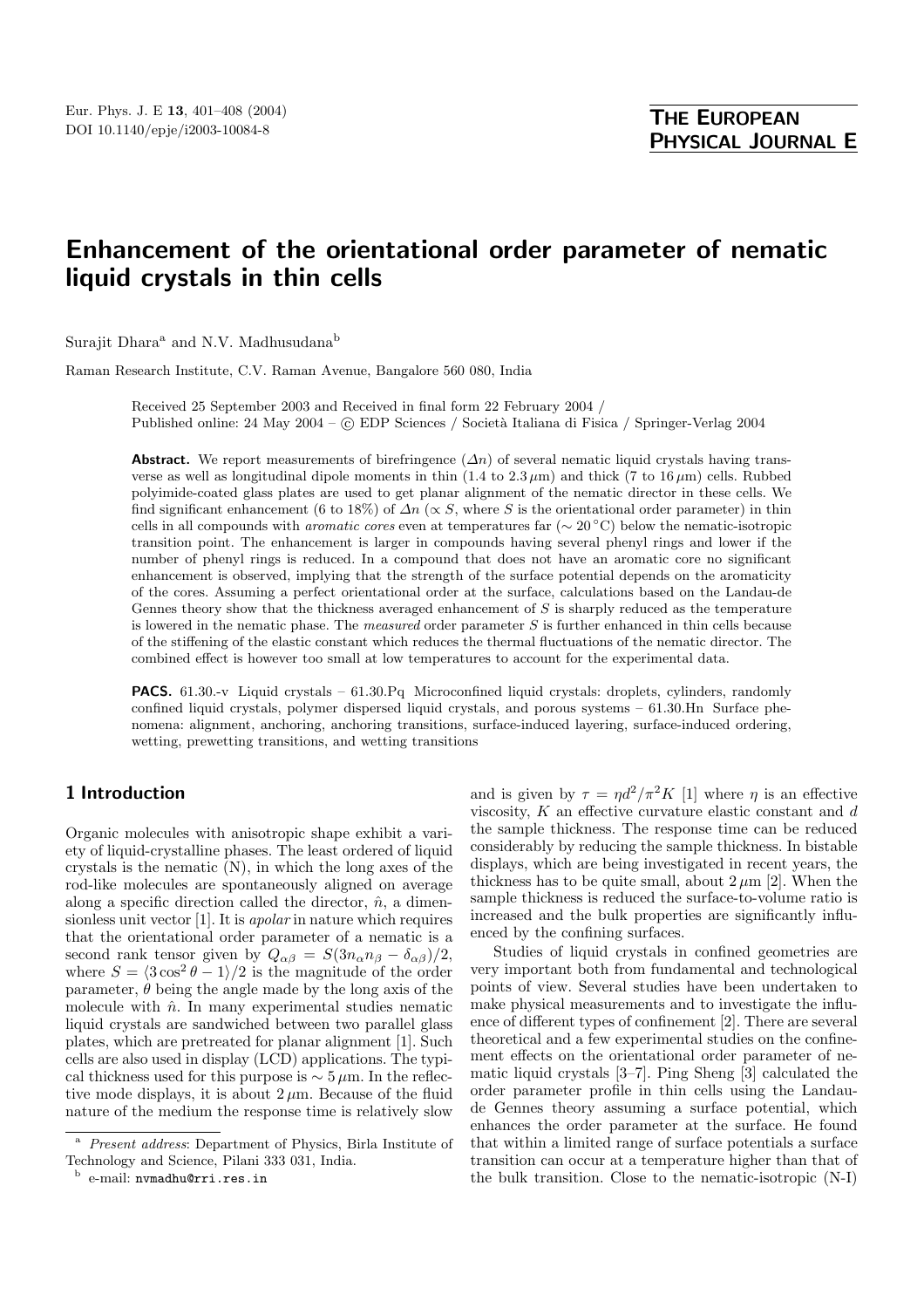# Enhancement of the orientational order parameter of nematic liquid crystals in thin cells

Surajit Dhara[a] and N.V. Madhusudana[b]

Raman Research Institute, C.V. Raman Avenue, Bangalore 560 080, India

Received 25 September 2003 and Received in final form 22 February 2004 /
Published online: 24 May 2004 – © EDP Sciences / Società Italiana di Fisica / Springer-Verlag 2004

**Abstract.** We report measurements of birefringence ($\Delta n$) of several nematic liquid crystals having transverse as well as longitudinal dipole moments in thin (1.4 to 2.3 $\mu$m) and thick (7 to 16 $\mu$m) cells. Rubbed polyimide-coated glass plates are used to get planar alignment of the nematic director in these cells. We find significant enhancement (6 to 18%) of $\Delta n$ ($\propto S$, where $S$ is the orientational order parameter) in thin cells in all compounds with *aromatic cores* even at temperatures far ($\sim 20\,^{\circ}$C) below the nematic-isotropic transition point. The enhancement is larger in compounds having several phenyl rings and lower if the number of phenyl rings is reduced. In a compound that does not have an aromatic core no significant enhancement is observed, implying that the strength of the surface potential depends on the aromaticity of the cores. Assuming a perfect orientational order at the surface, calculations based on the Landau-de Gennes theory show that the thickness averaged enhancement of $S$ is sharply reduced as the temperature is lowered in the nematic phase. The *measured* order parameter $S$ is further enhanced in thin cells because of the stiffening of the elastic constant which reduces the thermal fluctuations of the nematic director. The combined effect is however too small at low temperatures to account for the experimental data.

**PACS.** 61.30.-v Liquid crystals – 61.30.Pq Microconfined liquid crystals: droplets, cylinders, randomly confined liquid crystals, polymer dispersed liquid crystals, and porous systems – 61.30.Hn Surface phenomena: alignment, anchoring, anchoring transitions, surface-induced layering, surface-induced ordering, wetting, prewetting transitions, and wetting transitions

## 1 Introduction

Organic molecules with anisotropic shape exhibit a variety of liquid-crystalline phases. The least ordered of liquid crystals is the nematic (N), in which the long axes of the rod-like molecules are spontaneously aligned on average along a specific direction called the director, $\hat{n}$, a dimensionless unit vector [1]. It is *apolar* in nature which requires that the orientational order parameter of a nematic is a second rank tensor given by $Q_{\alpha\beta} = S(3n_{\alpha}n_{\beta} - \delta_{\alpha\beta})/2$, where $S = \langle 3\cos^2\theta - 1\rangle/2$ is the magnitude of the order parameter, $\theta$ being the angle made by the long axis of the molecule with $\hat{n}$. In many experimental studies nematic liquid crystals are sandwiched between two parallel glass plates, which are pretreated for planar alignment [1]. Such cells are also used in display (LCD) applications. The typical thickness used for this purpose is $\sim 5\,\mu$m. In the reflective mode displays, it is about $2\,\mu$m. Because of the fluid nature of the medium the response time is relatively slow and is given by $\tau = \eta d^2/\pi^2 K$ [1] where $\eta$ is an effective viscosity, $K$ an effective curvature elastic constant and $d$ the sample thickness. The response time can be reduced considerably by reducing the sample thickness. In bistable displays, which are being investigated in recent years, the thickness has to be quite small, about $2\,\mu$m [2]. When the sample thickness is reduced the surface-to-volume ratio is increased and the bulk properties are significantly influenced by the confining surfaces.

Studies of liquid crystals in confined geometries are very important both from fundamental and technological points of view. Several studies have been undertaken to make physical measurements and to investigate the influence of different types of confinement [2]. There are several theoretical and a few experimental studies on the confinement effects on the orientational order parameter of nematic liquid crystals [3–7]. Ping Sheng [3] calculated the order parameter profile in thin cells using the Landau-de Gennes theory assuming a surface potential, which enhances the order parameter at the surface. He found that within a limited range of surface potentials a surface transition can occur at a temperature higher than that of the bulk transition. Close to the nematic-isotropic (N-I)

---

[a] *Present address*: Department of Physics, Birla Institute of Technology and Science, Pilani 333 031, India.

[b] e-mail: nvmadhu@rri.res.in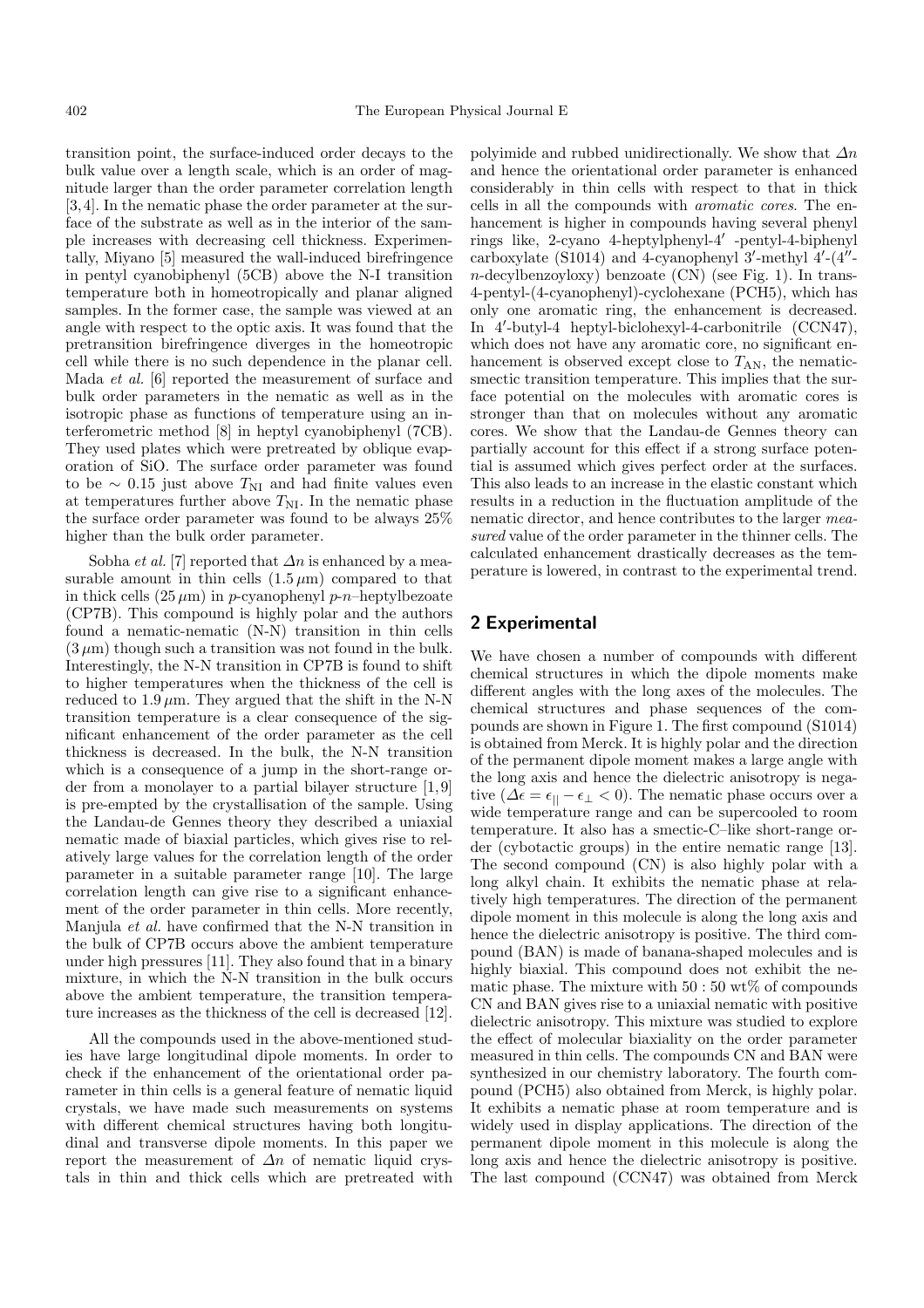transition point, the surface-induced order decays to the bulk value over a length scale, which is an order of magnitude larger than the order parameter correlation length [3,4]. In the nematic phase the order parameter at the surface of the substrate as well as in the interior of the sample increases with decreasing cell thickness. Experimentally, Miyano [5] measured the wall-induced birefringence in pentyl cyanobiphenyl (5CB) above the N-I transition temperature both in homeotropically and planar aligned samples. In the former case, the sample was viewed at an angle with respect to the optic axis. It was found that the pretransition birefringence diverges in the homeotropic cell while there is no such dependence in the planar cell. Mada *et al.* [6] reported the measurement of surface and bulk order parameters in the nematic as well as in the isotropic phase as functions of temperature using an interferometric method [8] in heptyl cyanobiphenyl (7CB). They used plates which were pretreated by oblique evaporation of SiO. The surface order parameter was found to be $\sim 0.15$ just above $T_{\rm NI}$ and had finite values even at temperatures further above $T_{\rm NI}$. In the nematic phase the surface order parameter was found to be always 25% higher than the bulk order parameter.

Sobha *et al.* [7] reported that $\Delta n$ is enhanced by a measurable amount in thin cells ($1.5\,\mu$m) compared to that in thick cells ($25\,\mu$m) in *p*-cyanophenyl *p*-*n*–heptylbezoate (CP7B). This compound is highly polar and the authors found a nematic-nematic (N-N) transition in thin cells ($3\,\mu$m) though such a transition was not found in the bulk. Interestingly, the N-N transition in CP7B is found to shift to higher temperatures when the thickness of the cell is reduced to $1.9\,\mu$m. They argued that the shift in the N-N transition temperature is a clear consequence of the significant enhancement of the order parameter as the cell thickness is decreased. In the bulk, the N-N transition which is a consequence of a jump in the short-range order from a monolayer to a partial bilayer structure [1,9] is pre-empted by the crystallisation of the sample. Using the Landau-de Gennes theory they described a uniaxial nematic made of biaxial particles, which gives rise to relatively large values for the correlation length of the order parameter in a suitable parameter range [10]. The large correlation length can give rise to a significant enhancement of the order parameter in thin cells. More recently, Manjula *et al.* have confirmed that the N-N transition in the bulk of CP7B occurs above the ambient temperature under high pressures [11]. They also found that in a binary mixture, in which the N-N transition in the bulk occurs above the ambient temperature, the transition temperature increases as the thickness of the cell is decreased [12].

All the compounds used in the above-mentioned studies have large longitudinal dipole moments. In order to check if the enhancement of the orientational order parameter in thin cells is a general feature of nematic liquid crystals, we have made such measurements on systems with different chemical structures having both longitudinal and transverse dipole moments. In this paper we report the measurement of $\Delta n$ of nematic liquid crystals in thin and thick cells which are pretreated with polyimide and rubbed unidirectionally. We show that $\Delta n$ and hence the orientational order parameter is enhanced considerably in thin cells with respect to that in thick cells in all the compounds with *aromatic cores*. The enhancement is higher in compounds having several phenyl rings like, 2-cyano 4-heptylphenyl-4′ -pentyl-4-biphenyl carboxylate (S1014) and 4-cyanophenyl 3′-methyl 4′-(4″-*n*-decylbenzoyloxy) benzoate (CN) (see Fig. 1). In trans-4-pentyl-(4-cyanophenyl)-cyclohexane (PCH5), which has only one aromatic ring, the enhancement is decreased. In 4′-butyl-4 heptyl-biclohexyl-4-carbonitrile (CCN47), which does not have any aromatic core, no significant enhancement is observed except close to $T_{\rm AN}$, the nematic-smectic transition temperature. This implies that the surface potential on the molecules with aromatic cores is stronger than that on molecules without any aromatic cores. We show that the Landau-de Gennes theory can partially account for this effect if a strong surface potential is assumed which gives perfect order at the surfaces. This also leads to an increase in the elastic constant which results in a reduction in the fluctuation amplitude of the nematic director, and hence contributes to the larger *measured* value of the order parameter in the thinner cells. The calculated enhancement drastically decreases as the temperature is lowered, in contrast to the experimental trend.

## 2 Experimental

We have chosen a number of compounds with different chemical structures in which the dipole moments make different angles with the long axes of the molecules. The chemical structures and phase sequences of the compounds are shown in Figure 1. The first compound (S1014) is obtained from Merck. It is highly polar and the direction of the permanent dipole moment makes a large angle with the long axis and hence the dielectric anisotropy is negative ($\Delta\epsilon = \epsilon_{||} - \epsilon_{\perp} < 0$). The nematic phase occurs over a wide temperature range and can be supercooled to room temperature. It also has a smectic-C–like short-range order (cybotactic groups) in the entire nematic range [13]. The second compound (CN) is also highly polar with a long alkyl chain. It exhibits the nematic phase at relatively high temperatures. The direction of the permanent dipole moment in this molecule is along the long axis and hence the dielectric anisotropy is positive. The third compound (BAN) is made of banana-shaped molecules and is highly biaxial. This compound does not exhibit the nematic phase. The mixture with $50:50$ wt% of compounds CN and BAN gives rise to a uniaxial nematic with positive dielectric anisotropy. This mixture was studied to explore the effect of molecular biaxiality on the order parameter measured in thin cells. The compounds CN and BAN were synthesized in our chemistry laboratory. The fourth compound (PCH5) also obtained from Merck, is highly polar. It exhibits a nematic phase at room temperature and is widely used in display applications. The direction of the permanent dipole moment in this molecule is along the long axis and hence the dielectric anisotropy is positive. The last compound (CCN47) was obtained from Merck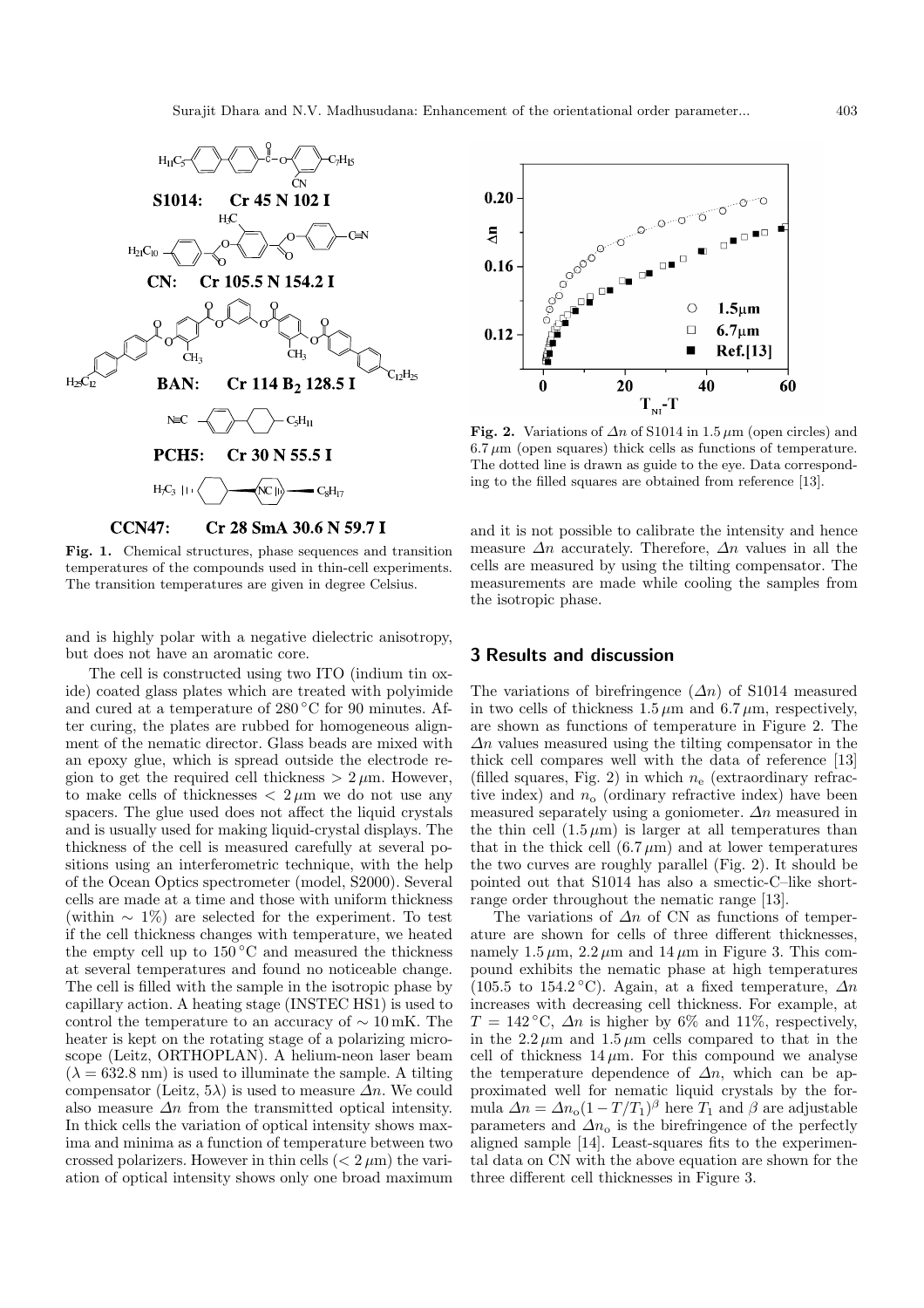**S1014: Cr 45 N 102 I**

**CN: Cr 105.5 N 154.2 I**

**BAN: Cr 114 $B_2$ 128.5 I**

**PCH5: Cr 30 N 55.5 I**

**CCN47: Cr 28 SmA 30.6 N 59.7 I**

**Fig. 1.** Chemical structures, phase sequences and transition temperatures of the compounds used in thin-cell experiments. The transition temperatures are given in degree Celsius.

and is highly polar with a negative dielectric anisotropy, but does not have an aromatic core.

The cell is constructed using two ITO (indium tin oxide) coated glass plates which are treated with polyimide and cured at a temperature of 280 °C for 90 minutes. After curing, the plates are rubbed for homogeneous alignment of the nematic director. Glass beads are mixed with an epoxy glue, which is spread outside the electrode region to get the required cell thickness $> 2\,\mu$m. However, to make cells of thicknesses $< 2\,\mu$m we do not use any spacers. The glue used does not affect the liquid crystals and is usually used for making liquid-crystal displays. The thickness of the cell is measured carefully at several positions using an interferometric technique, with the help of the Ocean Optics spectrometer (model, S2000). Several cells are made at a time and those with uniform thickness (within $\sim$ 1%) are selected for the experiment. To test if the cell thickness changes with temperature, we heated the empty cell up to 150 °C and measured the thickness at several temperatures and found no noticeable change. The cell is filled with the sample in the isotropic phase by capillary action. A heating stage (INSTEC HS1) is used to control the temperature to an accuracy of $\sim$ 10 mK. The heater is kept on the rotating stage of a polarizing microscope (Leitz, ORTHOPLAN). A helium-neon laser beam ($\lambda$ = 632.8 nm) is used to illuminate the sample. A tilting compensator (Leitz, 5$\lambda$) is used to measure $\Delta n$. We could also measure $\Delta n$ from the transmitted optical intensity. In thick cells the variation of optical intensity shows maxima and minima as a function of temperature between two crossed polarizers. However in thin cells ($< 2\,\mu$m) the variation of optical intensity shows only one broad maximum and it is not possible to calibrate the intensity and hence measure $\Delta n$ accurately. Therefore, $\Delta n$ values in all the cells are measured by using the tilting compensator. The measurements are made while cooling the samples from the isotropic phase.

**Fig. 2.** Variations of $\Delta n$ of S1014 in 1.5 $\mu$m (open circles) and 6.7 $\mu$m (open squares) thick cells as functions of temperature. The dotted line is drawn as guide to the eye. Data corresponding to the filled squares are obtained from reference [13].

## 3 Results and discussion

The variations of birefringence ($\Delta n$) of S1014 measured in two cells of thickness 1.5 $\mu$m and 6.7 $\mu$m, respectively, are shown as functions of temperature in Figure 2. The $\Delta n$ values measured using the tilting compensator in the thick cell compares well with the data of reference [13] (filled squares, Fig. 2) in which $n_e$ (extraordinary refractive index) and $n_o$ (ordinary refractive index) have been measured separately using a goniometer. $\Delta n$ measured in the thin cell (1.5 $\mu$m) is larger at all temperatures than that in the thick cell (6.7 $\mu$m) and at lower temperatures the two curves are roughly parallel (Fig. 2). It should be pointed out that S1014 has also a smectic-C–like short-range order throughout the nematic range [13].

The variations of $\Delta n$ of CN as functions of temperature are shown for cells of three different thicknesses, namely 1.5 $\mu$m, 2.2 $\mu$m and 14 $\mu$m in Figure 3. This compound exhibits the nematic phase at high temperatures (105.5 to 154.2 °C). Again, at a fixed temperature, $\Delta n$ increases with decreasing cell thickness. For example, at $T$ = 142 °C, $\Delta n$ is higher by 6% and 11%, respectively, in the 2.2 $\mu$m and 1.5 $\mu$m cells compared to that in the cell of thickness 14 $\mu$m. For this compound we analyse the temperature dependence of $\Delta n$, which can be approximated well for nematic liquid crystals by the formula $\Delta n = \Delta n_o(1 - T/T_1)^\beta$ here $T_1$ and $\beta$ are adjustable parameters and $\Delta n_o$ is the birefringence of the perfectly aligned sample [14]. Least-squares fits to the experimental data on CN with the above equation are shown for the three different cell thicknesses in Figure 3.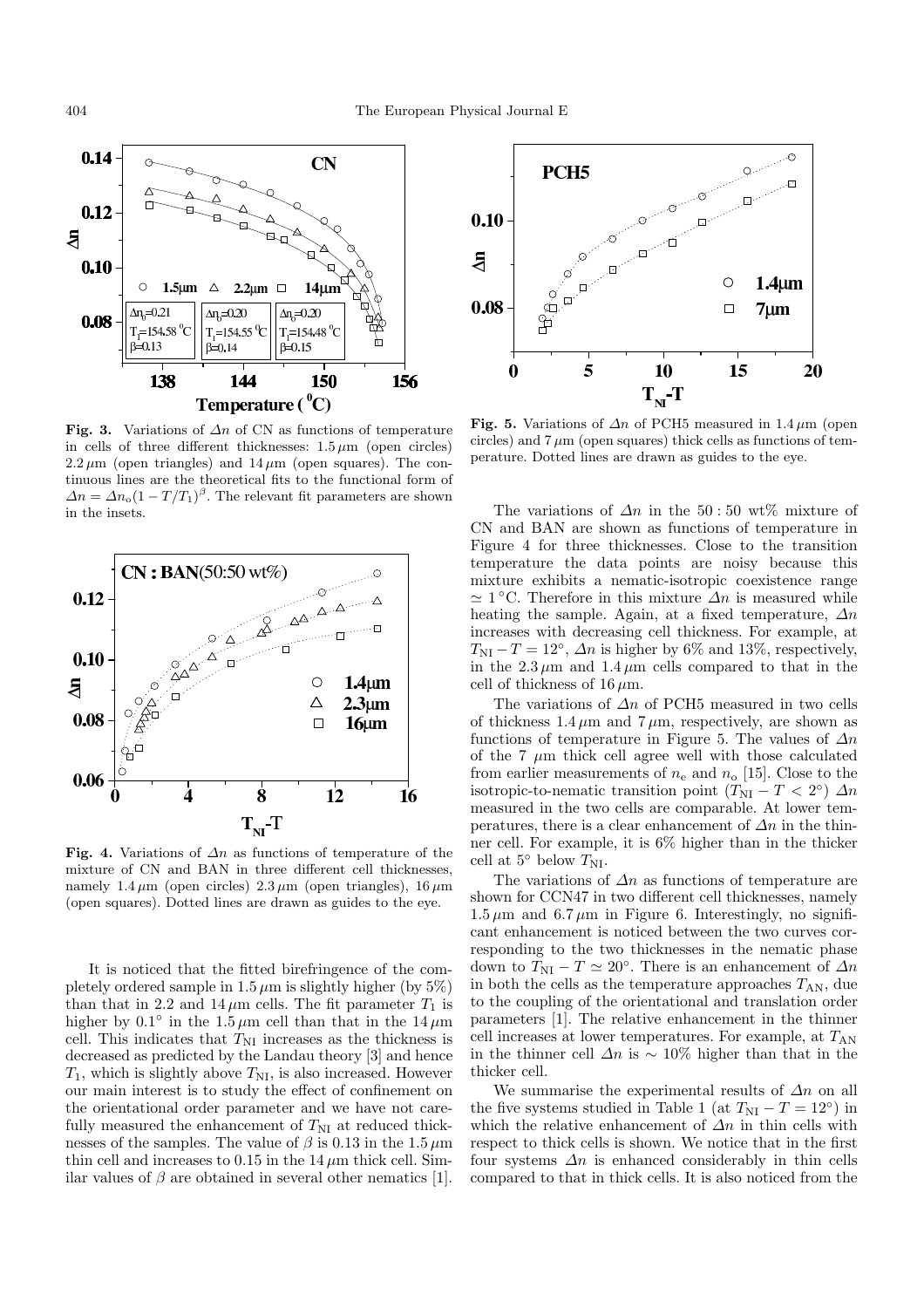**Fig. 3.** Variations of $\Delta n$ of CN as functions of temperature in cells of three different thicknesses: $1.5\,\mu$m (open circles) $2.2\,\mu$m (open triangles) and $14\,\mu$m (open squares). The continuous lines are the theoretical fits to the functional form of $\Delta n = \Delta n_o(1 - T/T_1)^\beta$. The relevant fit parameters are shown in the insets.

**Fig. 4.** Variations of $\Delta n$ as functions of temperature of the mixture of CN and BAN in three different cell thicknesses, namely $1.4\,\mu$m (open circles) $2.3\,\mu$m (open triangles), $16\,\mu$m (open squares). Dotted lines are drawn as guides to the eye.

It is noticed that the fitted birefringence of the completely ordered sample in $1.5\,\mu$m is slightly higher (by 5%) than that in 2.2 and $14\,\mu$m cells. The fit parameter $T_1$ is higher by $0.1°$ in the $1.5\,\mu$m cell than that in the $14\,\mu$m cell. This indicates that $T_{\rm NI}$ increases as the thickness is decreased as predicted by the Landau theory [3] and hence $T_1$, which is slightly above $T_{\rm NI}$, is also increased. However our main interest is to study the effect of confinement on the orientational order parameter and we have not carefully measured the enhancement of $T_{\rm NI}$ at reduced thicknesses of the samples. The value of $\beta$ is 0.13 in the $1.5\,\mu$m thin cell and increases to 0.15 in the $14\,\mu$m thick cell. Similar values of $\beta$ are obtained in several other nematics [1].

**Fig. 5.** Variations of $\Delta n$ of PCH5 measured in $1.4\,\mu$m (open circles) and $7\,\mu$m (open squares) thick cells as functions of temperature. Dotted lines are drawn as guides to the eye.

The variations of $\Delta n$ in the $50:50$ wt% mixture of CN and BAN are shown as functions of temperature in Figure 4 for three thicknesses. Close to the transition temperature the data points are noisy because this mixture exhibits a nematic-isotropic coexistence range $\simeq 1\,°$C. Therefore in this mixture $\Delta n$ is measured while heating the sample. Again, at a fixed temperature, $\Delta n$ increases with decreasing cell thickness. For example, at $T_{\rm NI} - T = 12°$, $\Delta n$ is higher by 6% and 13%, respectively, in the $2.3\,\mu$m and $1.4\,\mu$m cells compared to that in the cell of thickness of $16\,\mu$m.

The variations of $\Delta n$ of PCH5 measured in two cells of thickness $1.4\,\mu$m and $7\,\mu$m, respectively, are shown as functions of temperature in Figure 5. The values of $\Delta n$ of the 7 $\mu$m thick cell agree well with those calculated from earlier measurements of $n_{\rm e}$ and $n_{\rm o}$ [15]. Close to the isotropic-to-nematic transition point ($T_{\rm NI} - T < 2°$) $\Delta n$ measured in the two cells are comparable. At lower temperatures, there is a clear enhancement of $\Delta n$ in the thinner cell. For example, it is 6% higher than in the thicker cell at $5°$ below $T_{\rm NI}$.

The variations of $\Delta n$ as functions of temperature are shown for CCN47 in two different cell thicknesses, namely $1.5\,\mu$m and $6.7\,\mu$m in Figure 6. Interestingly, no significant enhancement is noticed between the two curves corresponding to the two thicknesses in the nematic phase down to $T_{\rm NI} - T \simeq 20°$. There is an enhancement of $\Delta n$ in both the cells as the temperature approaches $T_{\rm AN}$, due to the coupling of the orientational and translation order parameters [1]. The relative enhancement in the thinner cell increases at lower temperatures. For example, at $T_{\rm AN}$ in the thinner cell $\Delta n$ is $\sim 10\%$ higher than that in the thicker cell.

We summarise the experimental results of $\Delta n$ on all the five systems studied in Table 1 (at $T_{\rm NI} - T = 12°$) in which the relative enhancement of $\Delta n$ in thin cells with respect to thick cells is shown. We notice that in the first four systems $\Delta n$ is enhanced considerably in thin cells compared to that in thick cells. It is also noticed from the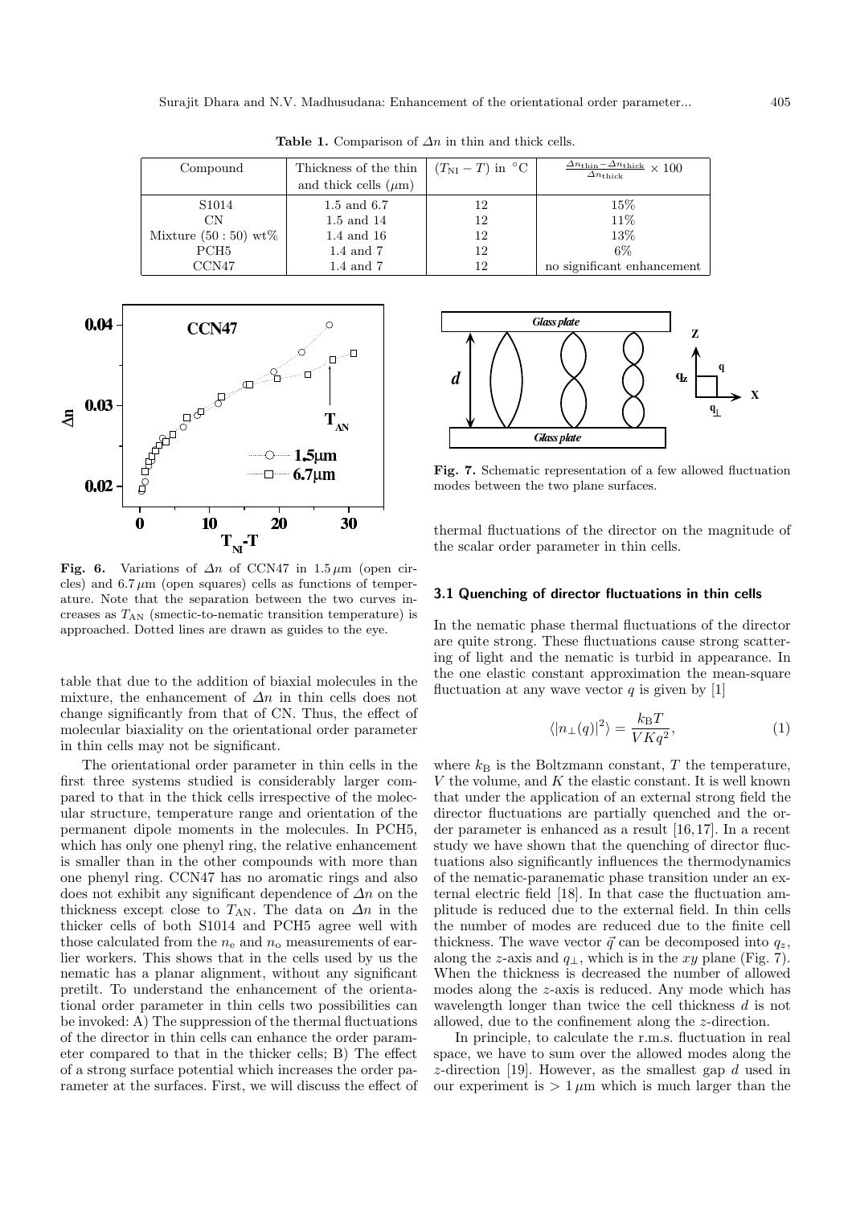**Table 1.** Comparison of $\Delta n$ in thin and thick cells.

| Compound | Thickness of the thin and thick cells ($\mu$m) | $(T_{NI} - T)$ in °C | $\frac{\Delta n_{\text{thin}} - \Delta n_{\text{thick}}}{\Delta n_{\text{thick}}} \times 100$ |
|---|---|---|---|
| S1014 | 1.5 and 6.7 | 12 | 15% |
| CN | 1.5 and 14 | 12 | 11% |
| Mixture (50 : 50) wt% | 1.4 and 16 | 12 | 13% |
| PCH5 | 1.4 and 7 | 12 | 6% |
| CCN47 | 1.4 and 7 | 12 | no significant enhancement |

**Fig. 6.** Variations of $\Delta n$ of CCN47 in $1.5\,\mu$m (open circles) and $6.7\,\mu$m (open squares) cells as functions of temperature. Note that the separation between the two curves increases as $T_{AN}$ (smectic-to-nematic transition temperature) is approached. Dotted lines are drawn as guides to the eye.

table that due to the addition of biaxial molecules in the mixture, the enhancement of $\Delta n$ in thin cells does not change significantly from that of CN. Thus, the effect of molecular biaxiality on the orientational order parameter in thin cells may not be significant.

The orientational order parameter in thin cells in the first three systems studied is considerably larger compared to that in the thick cells irrespective of the molecular structure, temperature range and orientation of the permanent dipole moments in the molecules. In PCH5, which has only one phenyl ring, the relative enhancement is smaller than in the other compounds with more than one phenyl ring. CCN47 has no aromatic rings and also does not exhibit any significant dependence of $\Delta n$ on the thickness except close to $T_{AN}$. The data on $\Delta n$ in the thicker cells of both S1014 and PCH5 agree well with those calculated from the $n_e$ and $n_o$ measurements of earlier workers. This shows that in the cells used by us the nematic has a planar alignment, without any significant pretilt. To understand the enhancement of the orientational order parameter in thin cells two possibilities can be invoked: A) The suppression of the thermal fluctuations of the director in thin cells can enhance the order parameter compared to that in the thicker cells; B) The effect of a strong surface potential which increases the order parameter at the surfaces. First, we will discuss the effect of thermal fluctuations of the director on the magnitude of the scalar order parameter in thin cells.

**Fig. 7.** Schematic representation of a few allowed fluctuation modes between the two plane surfaces.

### 3.1 Quenching of director fluctuations in thin cells

In the nematic phase thermal fluctuations of the director are quite strong. These fluctuations cause strong scattering of light and the nematic is turbid in appearance. In the one elastic constant approximation the mean-square fluctuation at any wave vector $q$ is given by [1]

$$\langle |n_{\perp}(q)|^2 \rangle = \frac{k_B T}{VKq^2}, \tag{1}$$

where $k_B$ is the Boltzmann constant, $T$ the temperature, $V$ the volume, and $K$ the elastic constant. It is well known that under the application of an external strong field the director fluctuations are partially quenched and the order parameter is enhanced as a result [16,17]. In a recent study we have shown that the quenching of director fluctuations also significantly influences the thermodynamics of the nematic-paranematic phase transition under an external electric field [18]. In that case the fluctuation amplitude is reduced due to the external field. In thin cells the number of modes are reduced due to the finite cell thickness. The wave vector $\vec{q}$ can be decomposed into $q_z$, along the $z$-axis and $q_{\perp}$, which is in the $xy$ plane (Fig. 7). When the thickness is decreased the number of allowed modes along the $z$-axis is reduced. Any mode which has wavelength longer than twice the cell thickness $d$ is not allowed, due to the confinement along the $z$-direction.

In principle, to calculate the r.m.s. fluctuation in real space, we have to sum over the allowed modes along the $z$-direction [19]. However, as the smallest gap $d$ used in our experiment is $> 1\,\mu$m which is much larger than the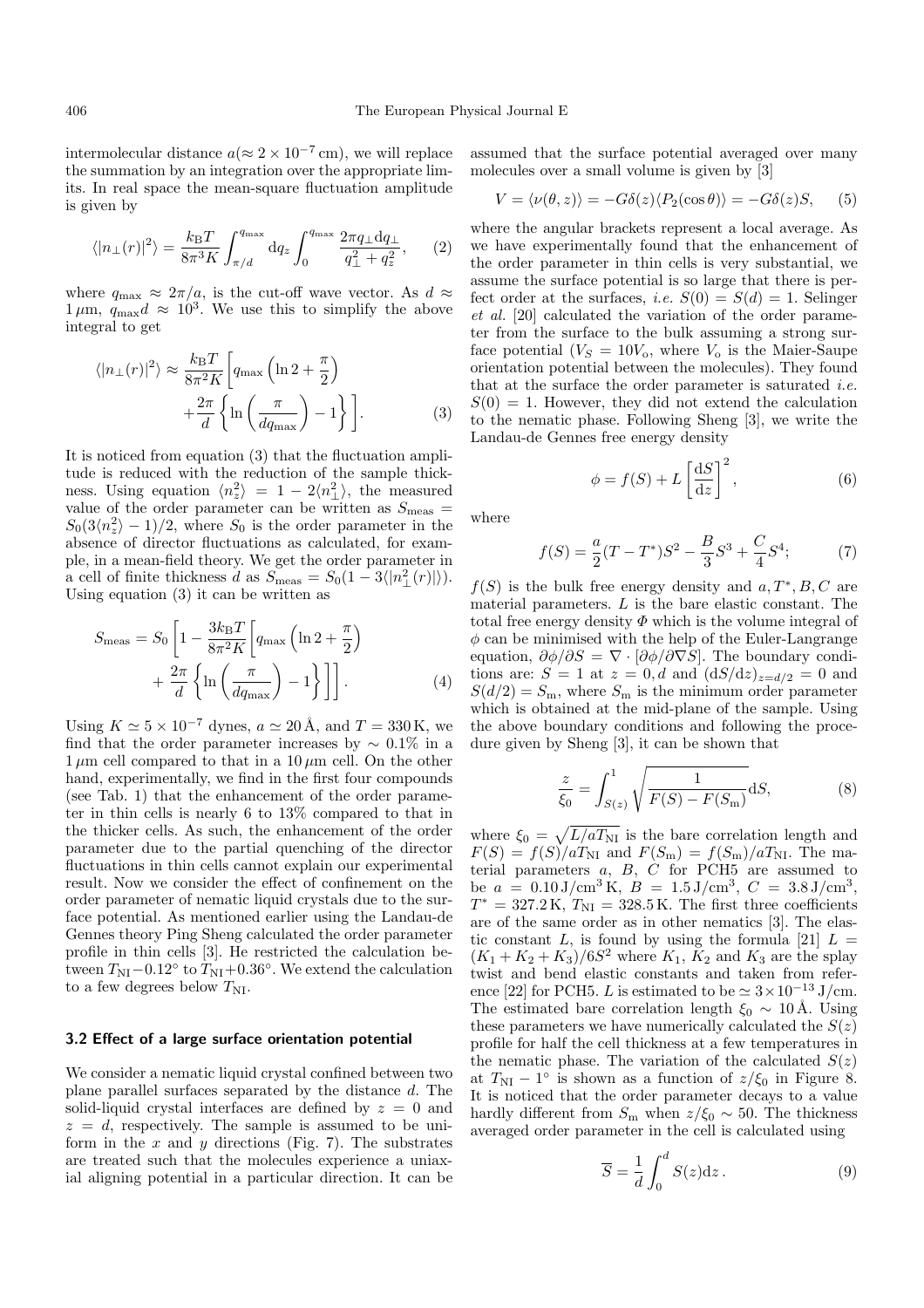intermolecular distance $a(\approx 2\times 10^{-7}\,\mathrm{cm})$, we will replace the summation by an integration over the appropriate limits. In real space the mean-square fluctuation amplitude is given by

$$\langle |n_\perp(r)|^2\rangle = \frac{k_\mathrm{B}T}{8\pi^3 K}\int_{\pi/d}^{q_\mathrm{max}} \mathrm{d}q_z \int_0^{q_\mathrm{max}} \frac{2\pi q_\perp \mathrm{d}q_\perp}{q_\perp^2+q_z^2}, \qquad (2)$$

where $q_\mathrm{max}\approx 2\pi/a$, is the cut-off wave vector. As $d\approx 1\,\mu\mathrm{m}$, $q_\mathrm{max}d\approx 10^3$. We use this to simplify the above integral to get

$$\langle |n_\perp(r)|^2\rangle \approx \frac{k_\mathrm{B}T}{8\pi^2 K}\left[q_\mathrm{max}\left(\ln 2+\frac{\pi}{2}\right) + \frac{2\pi}{d}\left\{\ln\left(\frac{\pi}{dq_\mathrm{max}}\right)-1\right\}\right]. \qquad (3)$$

It is noticed from equation (3) that the fluctuation amplitude is reduced with the reduction of the sample thickness. Using equation $\langle n_z^2\rangle = 1-2\langle n_\perp^2\rangle$, the measured value of the order parameter can be written as $S_\mathrm{meas} = S_0(3\langle n_z^2\rangle -1)/2$, where $S_0$ is the order parameter in the absence of director fluctuations as calculated, for example, in a mean-field theory. We get the order parameter in a cell of finite thickness $d$ as $S_\mathrm{meas} = S_0(1-3\langle |n_\perp^2(r)|\rangle)$. Using equation (3) it can be written as

$$S_\mathrm{meas} = S_0\left[1-\frac{3k_\mathrm{B}T}{8\pi^2 K}\left[q_\mathrm{max}\left(\ln 2+\frac{\pi}{2}\right) + \frac{2\pi}{d}\left\{\ln\left(\frac{\pi}{dq_\mathrm{max}}\right)-1\right\}\right]\right]. \qquad (4)$$

Using $K\simeq 5\times 10^{-7}$ dynes, $a\simeq 20\,\text{Å}$, and $T = 330\,\mathrm{K}$, we find that the order parameter increases by $\sim 0.1\%$ in a $1\,\mu\mathrm{m}$ cell compared to that in a $10\,\mu\mathrm{m}$ cell. On the other hand, experimentally, we find in the first four compounds (see Tab. 1) that the enhancement of the order parameter in thin cells is nearly 6 to 13% compared to that in the thicker cells. As such, the enhancement of the order parameter due to the partial quenching of the director fluctuations in thin cells cannot explain our experimental result. Now we consider the effect of confinement on the order parameter of nematic liquid crystals due to the surface potential. As mentioned earlier using the Landau-de Gennes theory Ping Sheng calculated the order parameter profile in thin cells [3]. He restricted the calculation between $T_\mathrm{NI}-0.12°$ to $T_\mathrm{NI}+0.36°$. We extend the calculation to a few degrees below $T_\mathrm{NI}$.

### 3.2 Effect of a large surface orientation potential

We consider a nematic liquid crystal confined between two plane parallel surfaces separated by the distance $d$. The solid-liquid crystal interfaces are defined by $z = 0$ and $z = d$, respectively. The sample is assumed to be uniform in the $x$ and $y$ directions (Fig. 7). The substrates are treated such that the molecules experience a uniaxial aligning potential in a particular direction. It can be assumed that the surface potential averaged over many molecules over a small volume is given by [3]

$$V = \langle \nu(\theta,z)\rangle = -G\delta(z)\langle P_2(\cos\theta)\rangle = -G\delta(z)S, \qquad (5)$$

where the angular brackets represent a local average. As we have experimentally found that the enhancement of the order parameter in thin cells is very substantial, we assume the surface potential is so large that there is perfect order at the surfaces, *i.e.* $S(0) = S(d) = 1$. Selinger *et al.* [20] calculated the variation of the order parameter from the surface to the bulk assuming a strong surface potential ($V_S = 10V_\mathrm{o}$, where $V_\mathrm{o}$ is the Maier-Saupe orientation potential between the molecules). They found that at the surface the order parameter is saturated *i.e.* $S(0) = 1$. However, they did not extend the calculation to the nematic phase. Following Sheng [3], we write the Landau-de Gennes free energy density

$$\phi = f(S) + L\left[\frac{\mathrm{d}S}{\mathrm{d}z}\right]^2, \qquad (6)$$

where

$$f(S) = \frac{a}{2}(T-T^*)S^2 - \frac{B}{3}S^3 + \frac{C}{4}S^4; \qquad (7)$$

$f(S)$ is the bulk free energy density and $a, T^*, B, C$ are material parameters. $L$ is the bare elastic constant. The total free energy density $\Phi$ which is the volume integral of $\phi$ can be minimised with the help of the Euler-Langrange equation, $\partial\phi/\partial S = \nabla\cdot[\partial\phi/\partial\nabla S]$. The boundary conditions are: $S = 1$ at $z = 0, d$ and $(\mathrm{d}S/\mathrm{d}z)_{z=d/2} = 0$ and $S(d/2) = S_\mathrm{m}$, where $S_\mathrm{m}$ is the minimum order parameter which is obtained at the mid-plane of the sample. Using the above boundary conditions and following the procedure given by Sheng [3], it can be shown that

$$\frac{z}{\xi_0} = \int_{S(z)}^1 \sqrt{\frac{1}{F(S)-F(S_\mathrm{m})}}\,\mathrm{d}S, \qquad (8)$$

where $\xi_0 = \sqrt{L/aT_\mathrm{NI}}$ is the bare correlation length and $F(S) = f(S)/aT_\mathrm{NI}$ and $F(S_\mathrm{m}) = f(S_\mathrm{m})/aT_\mathrm{NI}$. The material parameters $a$, $B$, $C$ for PCH5 are assumed to be $a = 0.10\,\mathrm{J/cm^3\,K}$, $B = 1.5\,\mathrm{J/cm^3}$, $C = 3.8\,\mathrm{J/cm^3}$, $T^* = 327.2\,\mathrm{K}$, $T_\mathrm{NI} = 328.5\,\mathrm{K}$. The first three coefficients are of the same order as in other nematics [3]. The elastic constant $L$, is found by using the formula [21] $L = (K_1+K_2+K_3)/6S^2$ where $K_1$, $K_2$ and $K_3$ are the splay twist and bend elastic constants and taken from reference [22] for PCH5. $L$ is estimated to be $\simeq 3\times 10^{-13}\,\mathrm{J/cm}$. The estimated bare correlation length $\xi_0\sim 10\,\text{Å}$. Using these parameters we have numerically calculated the $S(z)$ profile for half the cell thickness at a few temperatures in the nematic phase. The variation of the calculated $S(z)$ at $T_\mathrm{NI}-1°$ is shown as a function of $z/\xi_0$ in Figure 8. It is noticed that the order parameter decays to a value hardly different from $S_\mathrm{m}$ when $z/\xi_0\sim 50$. The thickness averaged order parameter in the cell is calculated using

$$\overline{S} = \frac{1}{d}\int_0^d S(z)\mathrm{d}z\,. \qquad (9)$$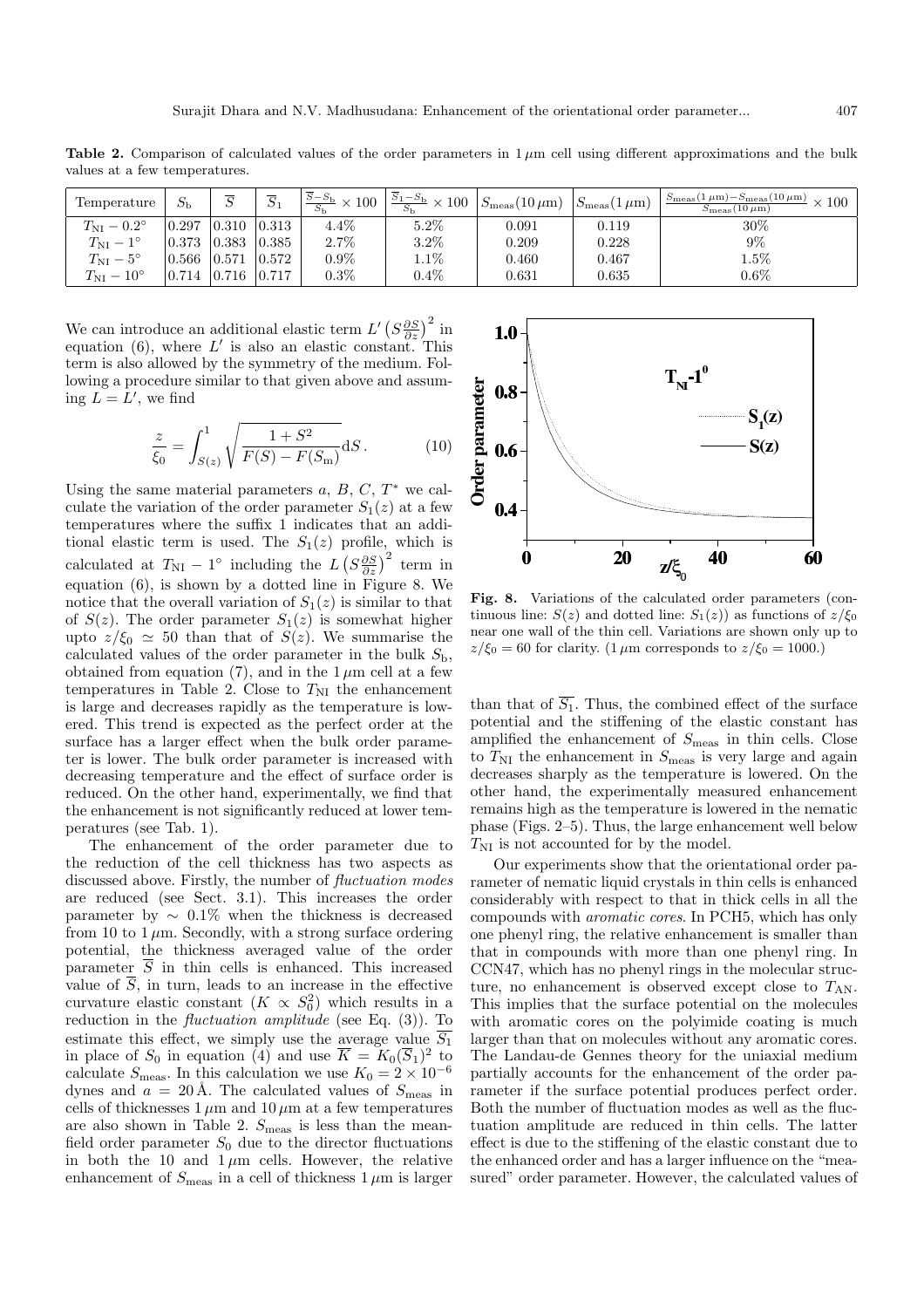**Table 2.** Comparison of calculated values of the order parameters in $1\,\mu$m cell using different approximations and the bulk values at a few temperatures.

| Temperature | $S_\mathrm{b}$ | $\overline{S}$ | $\overline{S}_1$ | $\frac{\overline{S}-S_\mathrm{b}}{S_\mathrm{b}} \times 100$ | $\frac{\overline{S}_1-S_\mathrm{b}}{S_\mathrm{b}} \times 100$ | $S_\mathrm{meas}(10\,\mu\mathrm{m})$ | $S_\mathrm{meas}(1\,\mu\mathrm{m})$ | $\frac{S_\mathrm{meas}(1\,\mu\mathrm{m})-S_\mathrm{meas}(10\,\mu\mathrm{m})}{S_\mathrm{meas}(10\,\mu\mathrm{m})} \times 100$ |
|---|---|---|---|---|---|---|---|---|
| $T_\mathrm{NI} - 0.2^\circ$ | 0.297 | 0.310 | 0.313 | 4.4% | 5.2% | 0.091 | 0.119 | 30% |
| $T_\mathrm{NI} - 1^\circ$ | 0.373 | 0.383 | 0.385 | 2.7% | 3.2% | 0.209 | 0.228 | 9% |
| $T_\mathrm{NI} - 5^\circ$ | 0.566 | 0.571 | 0.572 | 0.9% | 1.1% | 0.460 | 0.467 | 1.5% |
| $T_\mathrm{NI} - 10^\circ$ | 0.714 | 0.716 | 0.717 | 0.3% | 0.4% | 0.631 | 0.635 | 0.6% |

We can introduce an additional elastic term $L'\left(S\frac{\partial S}{\partial z}\right)^2$ in equation (6), where $L'$ is also an elastic constant. This term is also allowed by the symmetry of the medium. Following a procedure similar to that given above and assuming $L = L'$, we find

$$\frac{z}{\xi_0} = \int_{S(z)}^{1} \sqrt{\frac{1+S^2}{F(S)-F(S_\mathrm{m})}}\mathrm{d}S\,. \tag{10}$$

Using the same material parameters $a$, $B$, $C$, $T^*$ we calculate the variation of the order parameter $S_1(z)$ at a few temperatures where the suffix 1 indicates that an additional elastic term is used. The $S_1(z)$ profile, which is calculated at $T_\mathrm{NI} - 1^\circ$ including the $L\left(S\frac{\partial S}{\partial z}\right)^2$ term in equation (6), is shown by a dotted line in Figure 8. We notice that the overall variation of $S_1(z)$ is similar to that of $S(z)$. The order parameter $S_1(z)$ is somewhat higher upto $z/\xi_0 \simeq 50$ than that of $S(z)$. We summarise the calculated values of the order parameter in the bulk $S_\mathrm{b}$, obtained from equation (7), and in the $1\,\mu$m cell at a few temperatures in Table 2. Close to $T_\mathrm{NI}$ the enhancement is large and decreases rapidly as the temperature is lowered. This trend is expected as the perfect order at the surface has a larger effect when the bulk order parameter is lower. The bulk order parameter is increased with decreasing temperature and the effect of surface order is reduced. On the other hand, experimentally, we find that the enhancement is not significantly reduced at lower temperatures (see Tab. 1).

The enhancement of the order parameter due to the reduction of the cell thickness has two aspects as discussed above. Firstly, the number of *fluctuation modes* are reduced (see Sect. 3.1). This increases the order parameter by $\sim 0.1\%$ when the thickness is decreased from 10 to $1\,\mu$m. Secondly, with a strong surface ordering potential, the thickness averaged value of the order parameter $\overline{S}$ in thin cells is enhanced. This increased value of $\overline{S}$, in turn, leads to an increase in the effective curvature elastic constant ($K \propto S_0^2$) which results in a reduction in the *fluctuation amplitude* (see Eq. (3)). To estimate this effect, we simply use the average value $\overline{S_1}$ in place of $S_0$ in equation (4) and use $\overline{K} = K_0(\overline{S}_1)^2$ to calculate $S_\mathrm{meas}$. In this calculation we use $K_0 = 2 \times 10^{-6}$ dynes and $a = 20\,$Å. The calculated values of $S_\mathrm{meas}$ in cells of thicknesses $1\,\mu$m and $10\,\mu$m at a few temperatures are also shown in Table 2. $S_\mathrm{meas}$ is less than the mean-field order parameter $S_0$ due to the director fluctuations in both the 10 and $1\,\mu$m cells. However, the relative enhancement of $S_\mathrm{meas}$ in a cell of thickness $1\,\mu$m is larger than that of $\overline{S_1}$. Thus, the combined effect of the surface potential and the stiffening of the elastic constant has amplified the enhancement of $S_\mathrm{meas}$ in thin cells. Close to $T_\mathrm{NI}$ the enhancement in $S_\mathrm{meas}$ is very large and again decreases sharply as the temperature is lowered. On the other hand, the experimentally measured enhancement remains high as the temperature is lowered in the nematic phase (Figs. 2–5). Thus, the large enhancement well below $T_\mathrm{NI}$ is not accounted for by the model.

**Fig. 8.** Variations of the calculated order parameters (continuous line: $S(z)$ and dotted line: $S_1(z)$) as functions of $z/\xi_0$ near one wall of the thin cell. Variations are shown only up to $z/\xi_0 = 60$ for clarity. ($1\,\mu$m corresponds to $z/\xi_0 = 1000$.)

Our experiments show that the orientational order parameter of nematic liquid crystals in thin cells is enhanced considerably with respect to that in thick cells in all the compounds with *aromatic cores*. In PCH5, which has only one phenyl ring, the relative enhancement is smaller than that in compounds with more than one phenyl ring. In CCN47, which has no phenyl rings in the molecular structure, no enhancement is observed except close to $T_\mathrm{AN}$. This implies that the surface potential on the molecules with aromatic cores on the polyimide coating is much larger than that on molecules without any aromatic cores. The Landau-de Gennes theory for the uniaxial medium partially accounts for the enhancement of the order parameter if the surface potential produces perfect order. Both the number of fluctuation modes as well as the fluctuation amplitude are reduced in thin cells. The latter effect is due to the stiffening of the elastic constant due to the enhanced order and has a larger influence on the "measured" order parameter. However, the calculated values of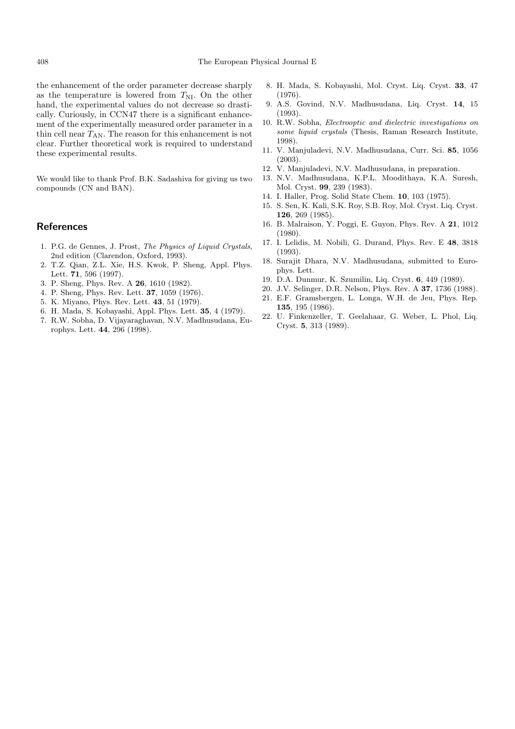the enhancement of the order parameter decrease sharply as the temperature is lowered from $T_{\mathrm{NI}}$. On the other hand, the experimental values do not decrease so drastically. Curiously, in CCN47 there is a significant enhancement of the experimentally measured order parameter in a thin cell near $T_{\mathrm{AN}}$. The reason for this enhancement is not clear. Further theoretical work is required to understand these experimental results.

We would like to thank Prof. B.K. Sadashiva for giving us two compounds (CN and BAN).

## References

1. P.G. de Gennes, J. Prost, *The Physics of Liquid Crystals*, 2nd edition (Clarendon, Oxford, 1993).
2. T.Z. Qian, Z.L. Xie, H.S. Kwok, P. Sheng, Appl. Phys. Lett. **71**, 596 (1997).
3. P. Sheng, Phys. Rev. A **26**, 1610 (1982).
4. P. Sheng, Phys. Rev. Lett. **37**, 1059 (1976).
5. K. Miyano, Phys. Rev. Lett. **43**, 51 (1979).
6. H. Mada, S. Kobayashi, Appl. Phys. Lett. **35**, 4 (1979).
7. R.W. Sobha, D. Vijayaraghavan, N.V. Madhusudana, Europhys. Lett. **44**, 296 (1998).
8. H. Mada, S. Kobayashi, Mol. Cryst. Liq. Cryst. **33**, 47 (1976).
9. A.S. Govind, N.V. Madhusudana, Liq. Cryst. **14**, 15 (1993).
10. R.W. Sobha, *Electrooptic and dielectric investigations on some liquid crystals* (Thesis, Raman Research Institute, 1998).
11. V. Manjuladevi, N.V. Madhusudana, Curr. Sci. **85**, 1056 (2003).
12. V. Manjuladevi, N.V. Madhusudana, in preparation.
13. N.V. Madhusudana, K.P.L. Moodithaya, K.A. Suresh, Mol. Cryst. **99**, 239 (1983).
14. I. Haller, Prog. Solid State Chem. **10**, 103 (1975).
15. S. Sen, K. Kali, S.K. Roy, S.B. Roy, Mol. Cryst. Liq. Cryst. **126**, 269 (1985).
16. B. Malraison, Y. Poggi, E. Guyon, Phys. Rev. A **21**, 1012 (1980).
17. I. Lelidis, M. Nobili, G. Durand, Phys. Rev. E **48**, 3818 (1993).
18. Surajit Dhara, N.V. Madhusudana, submitted to Europhys. Lett.
19. D.A. Dunmur, K. Szumilin, Liq. Cryst. **6**, 449 (1989).
20. J.V. Selinger, D.R. Nelson, Phys. Rev. A **37**, 1736 (1988).
21. E.F. Gramsbergen, L. Longa, W.H. de Jeu, Phys. Rep. **135**, 195 (1986).
22. U. Finkenzeller, T. Geelahaar, G. Weber, L. Phol, Liq. Cryst. **5**, 313 (1989).